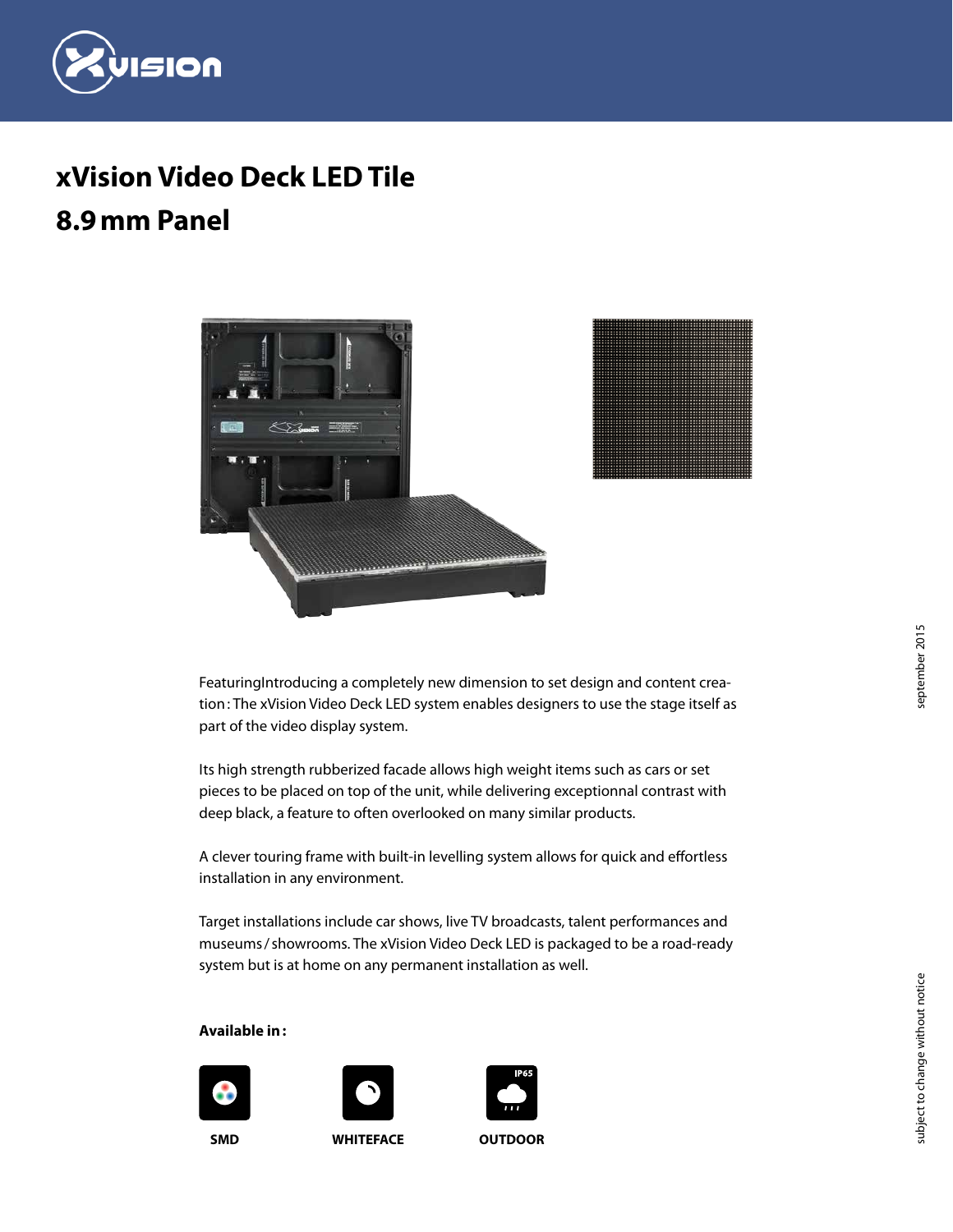# xVision Video Deck LED Tile
# 8.9 mm Panel

FeaturingIntroducing a completely new dimension to set design and content creation : The xVision Video Deck LED system enables designers to use the stage itself as part of the video display system.

Its high strength rubberized facade allows high weight items such as cars or set pieces to be placed on top of the unit, while delivering exceptionnal contrast with deep black, a feature to often overlooked on many similar products.

A clever touring frame with built-in levelling system allows for quick and effortless installation in any environment.

Target installations include car shows, live TV broadcasts, talent performances and museums / showrooms. The xVision Video Deck LED is packaged to be a road-ready system but is at home on any permanent installation as well.

**Available in :**

SMD

WHITEFACE

OUTDOOR

september 2015

subject to change without notice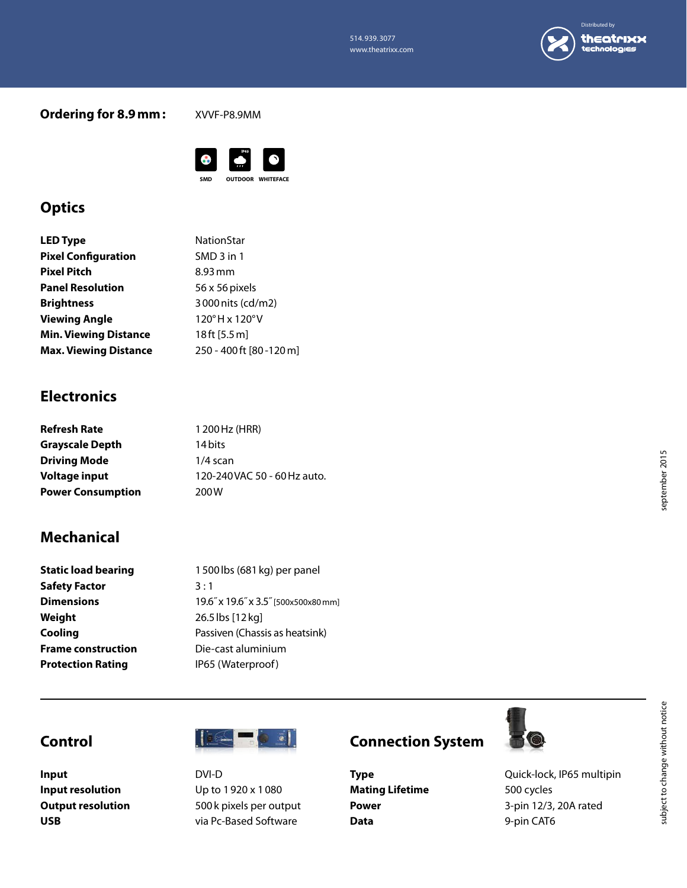514.939.3077
www.theatrixx.com

Distributed by theatrixx technologies

**Ordering for 8.9 mm :** XVVF-P8.9MM

SMD OUTDOOR WHITEFACE

## Optics

| | |
|---|---|
| **LED Type** | NationStar |
| **Pixel Configuration** | SMD 3 in 1 |
| **Pixel Pitch** | 8.93 mm |
| **Panel Resolution** | 56 x 56 pixels |
| **Brightness** | 3 000 nits (cd/m2) |
| **Viewing Angle** | 120° H x 120° V |
| **Min. Viewing Distance** | 18 ft [5.5 m] |
| **Max. Viewing Distance** | 250 - 400 ft [80 -120 m] |

## Electronics

| | |
|---|---|
| **Refresh Rate** | 1 200 Hz (HRR) |
| **Grayscale Depth** | 14 bits |
| **Driving Mode** | 1/4 scan |
| **Voltage input** | 120-240 VAC 50 - 60 Hz auto. |
| **Power Consumption** | 200 W |

## Mechanical

| | |
|---|---|
| **Static load bearing** | 1 500 lbs (681 kg) per panel |
| **Safety Factor** | 3 : 1 |
| **Dimensions** | 19.6˝ x 19.6˝ x 3.5˝ [500x500x80 mm] |
| **Weight** | 26.5 lbs [12 kg] |
| **Cooling** | Passiven (Chassis as heatsink) |
| **Frame construction** | Die-cast aluminium |
| **Protection Rating** | IP65 (Waterproof) |

## Control

| | |
|---|---|
| **Input** | DVI-D |
| **Input resolution** | Up to 1 920 x 1 080 |
| **Output resolution** | 500 k pixels per output |
| **USB** | via Pc-Based Software |

## Connection System

| | |
|---|---|
| **Type** | Quick-lock, IP65 multipin |
| **Mating Lifetime** | 500 cycles |
| **Power** | 3-pin 12/3, 20A rated |
| **Data** | 9-pin CAT6 |

september 2015

subject to change without notice